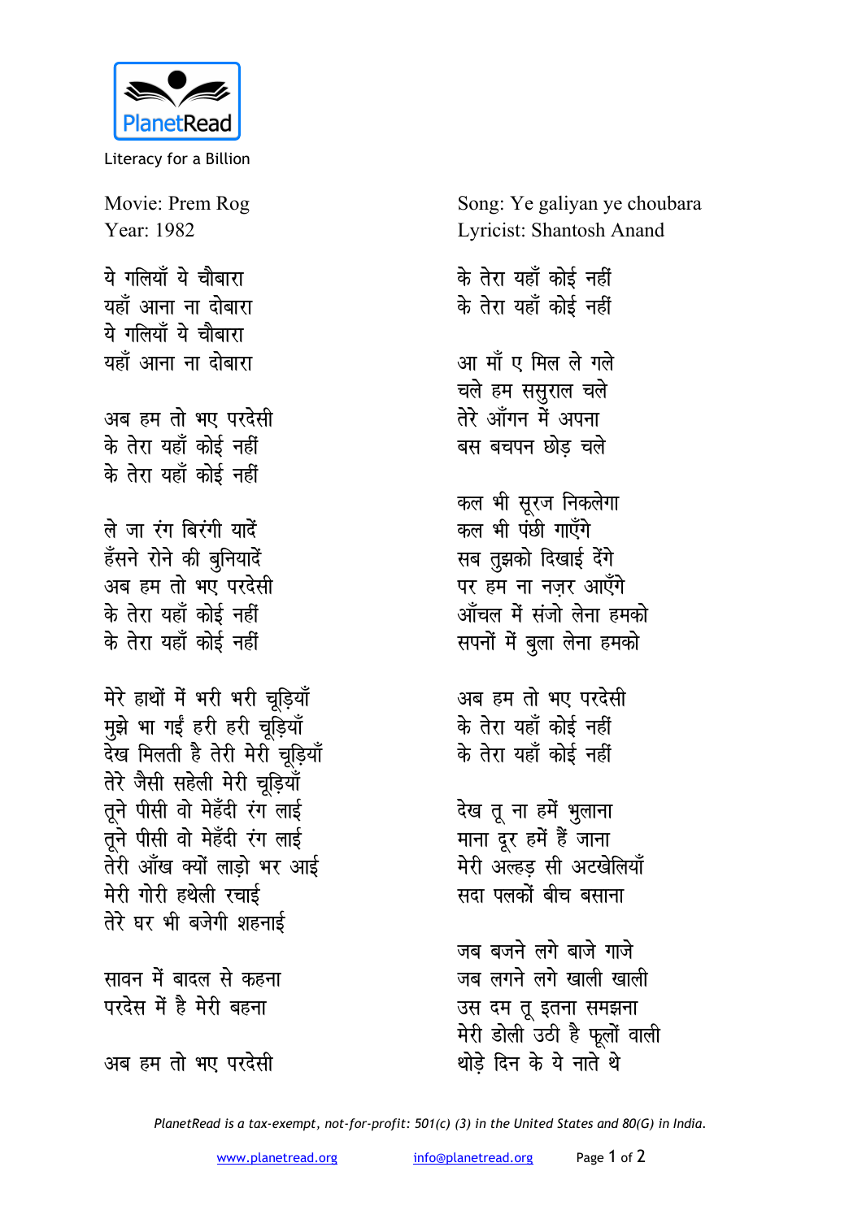PlanetRead

Literacy for a Billion

Movie: Prem Rog
Year: 1982

Song: Ye galiyan ye choubara
Lyricist: Shantosh Anand

ये गलियाँ ये चौबारा
यहाँ आना ना दोबारा
ये गलियाँ ये चौबारा
यहाँ आना ना दोबारा

अब हम तो भए परदेसी
के तेरा यहाँ कोई नहीं
के तेरा यहाँ कोई नहीं

ले जा रंग बिरंगी यादें
हँसने रोने की बुनियादें
अब हम तो भए परदेसी
के तेरा यहाँ कोई नहीं
के तेरा यहाँ कोई नहीं

मेरे हाथों में भरी भरी चूड़ियाँ
मुझे भा गईं हरी हरी चूड़ियाँ
देख मिलती है तेरी मेरी चूड़ियाँ
तेरे जैसी सहेली मेरी चूड़ियाँ
तूने पीसी वो मेहँदी रंग लाई
तूने पीसी वो मेहँदी रंग लाई
तेरी आँख क्यों लाड़ो भर आई
मेरी गोरी हथेली रचाई
तेरे घर भी बजेगी शहनाई

सावन में बादल से कहना
परदेस में है मेरी बहना

अब हम तो भए परदेसी
के तेरा यहाँ कोई नहीं
के तेरा यहाँ कोई नहीं

आ माँ ए मिल ले गले
चले हम ससुराल चले
तेरे आँगन में अपना
बस बचपन छोड़ चले

कल भी सूरज निकलेगा
कल भी पंछी गाएँगे
सब तुझको दिखाई देंगे
पर हम ना नज़र आएँगे
आँचल में संजो लेना हमको
सपनों में बुला लेना हमको

अब हम तो भए परदेसी
के तेरा यहाँ कोई नहीं
के तेरा यहाँ कोई नहीं

देख तू ना हमें भुलाना
माना दूर हमें हैं जाना
मेरी अल्हड़ सी अटखेलियाँ
सदा पलकों बीच बसाना

जब बजने लगे बाजे गाजे
जब लगने लगे खाली खाली
उस दम तू इतना समझना
मेरी डोली उठी है फूलों वाली
थोड़े दिन के ये नाते थे

*PlanetRead is a tax-exempt, not-for-profit: 501(c) (3) in the United States and 80(G) in India.*

www.planetread.org  info@planetread.org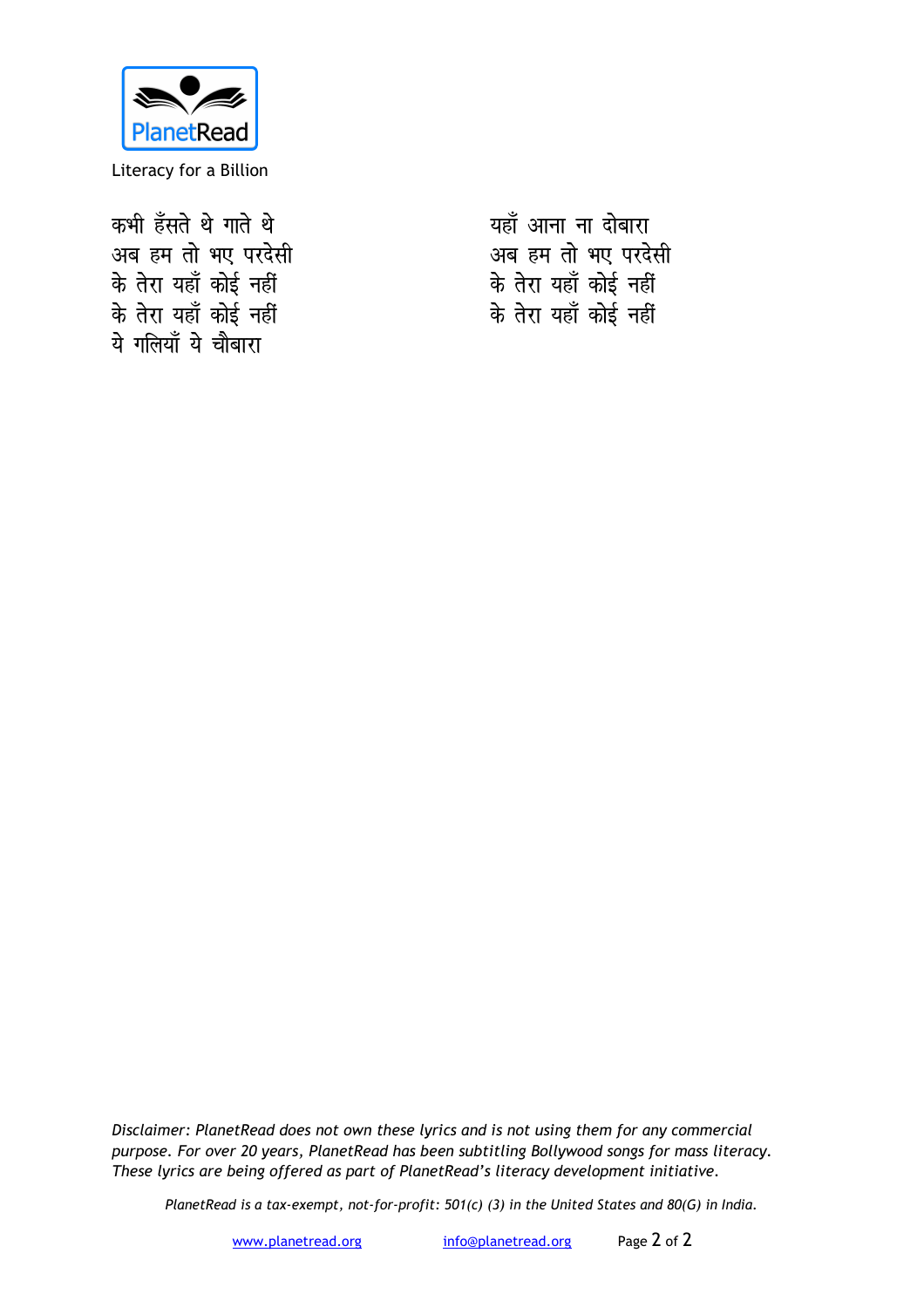Literacy for a Billion

कभी हँसते थे गाते थे
अब हम तो भए परदेसी
के तेरा यहाँ कोई नहीं
के तेरा यहाँ कोई नहीं
ये गलियाँ ये चौबारा

यहाँ आना ना दोबारा
अब हम तो भए परदेसी
के तेरा यहाँ कोई नहीं
के तेरा यहाँ कोई नहीं

*Disclaimer: PlanetRead does not own these lyrics and is not using them for any commercial purpose. For over 20 years, PlanetRead has been subtitling Bollywood songs for mass literacy. These lyrics are being offered as part of PlanetRead's literacy development initiative.*

*PlanetRead is a tax-exempt, not-for-profit: 501(c) (3) in the United States and 80(G) in India.*

www.planetread.org info@planetread.org